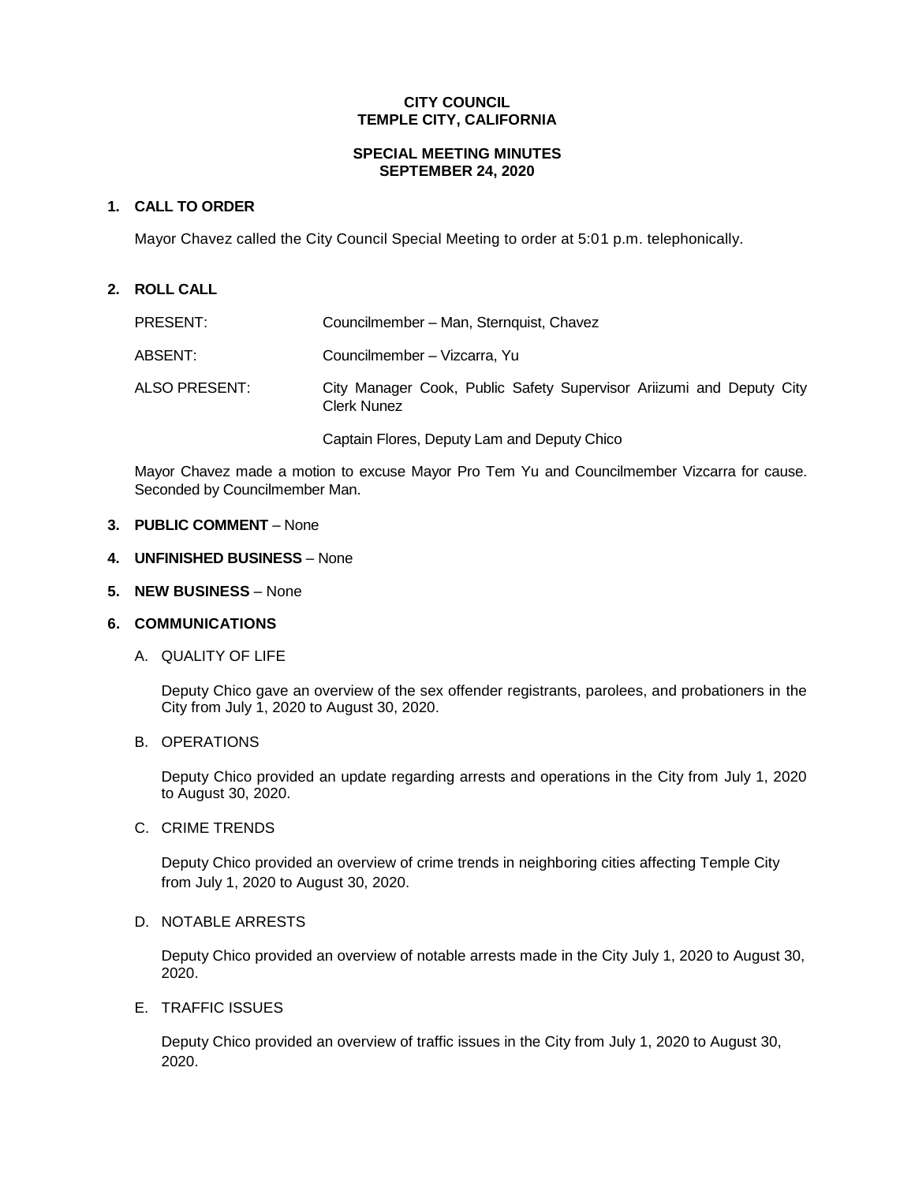**CITY COUNCIL**
**TEMPLE CITY, CALIFORNIA**

**SPECIAL MEETING MINUTES**
**SEPTEMBER 24, 2020**

## 1. CALL TO ORDER

Mayor Chavez called the City Council Special Meeting to order at 5:01 p.m. telephonically.

## 2. ROLL CALL

| | |
|---|---|
| PRESENT: | Councilmember – Man, Sternquist, Chavez |
| ABSENT: | Councilmember – Vizcarra, Yu |
| ALSO PRESENT: | City Manager Cook, Public Safety Supervisor Ariizumi and Deputy City Clerk Nunez |
| | Captain Flores, Deputy Lam and Deputy Chico |

Mayor Chavez made a motion to excuse Mayor Pro Tem Yu and Councilmember Vizcarra for cause. Seconded by Councilmember Man.

## 3. PUBLIC COMMENT – None

## 4. UNFINISHED BUSINESS – None

## 5. NEW BUSINESS – None

## 6. COMMUNICATIONS

A. QUALITY OF LIFE

Deputy Chico gave an overview of the sex offender registrants, parolees, and probationers in the City from July 1, 2020 to August 30, 2020.

B. OPERATIONS

Deputy Chico provided an update regarding arrests and operations in the City from July 1, 2020 to August 30, 2020.

C. CRIME TRENDS

Deputy Chico provided an overview of crime trends in neighboring cities affecting Temple City from July 1, 2020 to August 30, 2020.

D. NOTABLE ARRESTS

Deputy Chico provided an overview of notable arrests made in the City July 1, 2020 to August 30, 2020.

E. TRAFFIC ISSUES

Deputy Chico provided an overview of traffic issues in the City from July 1, 2020 to August 30, 2020.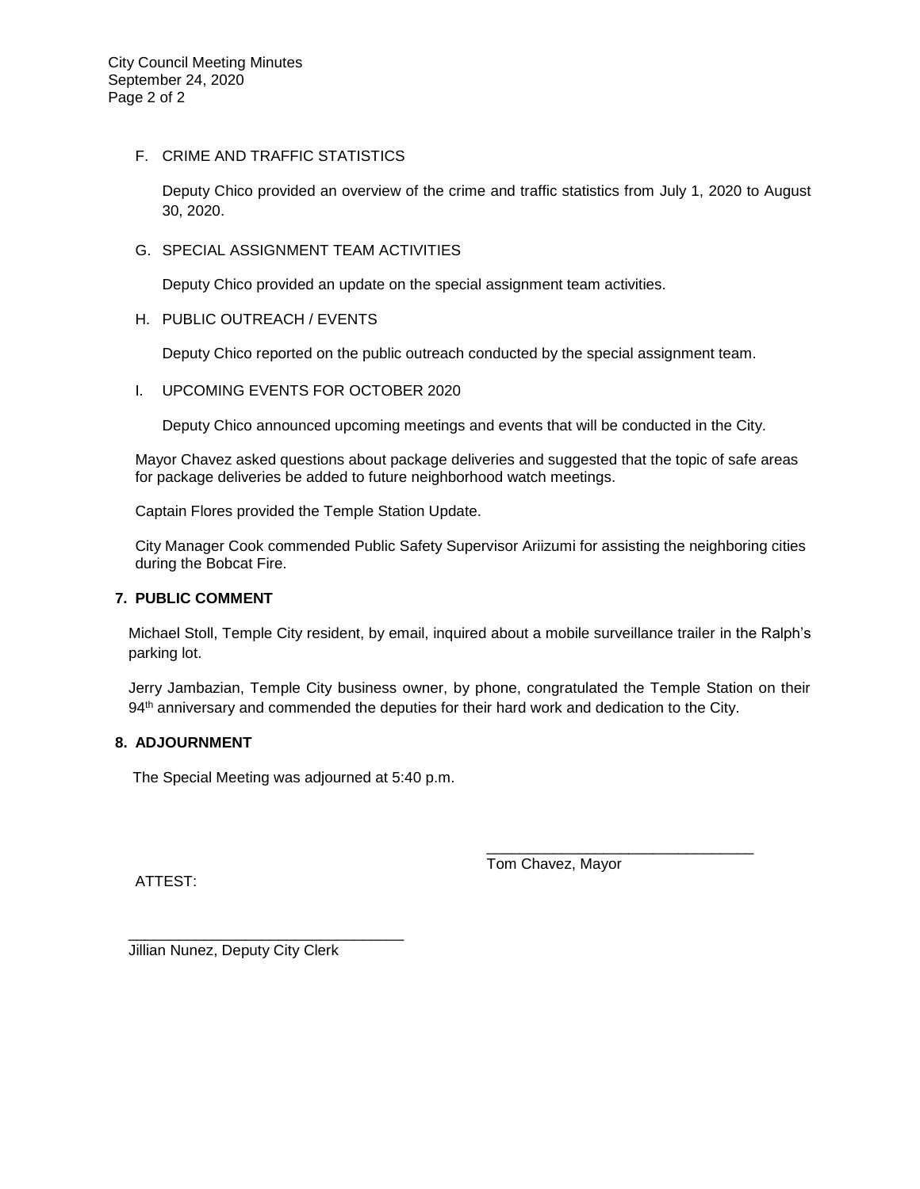F. CRIME AND TRAFFIC STATISTICS

Deputy Chico provided an overview of the crime and traffic statistics from July 1, 2020 to August 30, 2020.

G. SPECIAL ASSIGNMENT TEAM ACTIVITIES

Deputy Chico provided an update on the special assignment team activities.

H. PUBLIC OUTREACH / EVENTS

Deputy Chico reported on the public outreach conducted by the special assignment team.

I. UPCOMING EVENTS FOR OCTOBER 2020

Deputy Chico announced upcoming meetings and events that will be conducted in the City.

Mayor Chavez asked questions about package deliveries and suggested that the topic of safe areas for package deliveries be added to future neighborhood watch meetings.

Captain Flores provided the Temple Station Update.

City Manager Cook commended Public Safety Supervisor Ariizumi for assisting the neighboring cities during the Bobcat Fire.

## 7. PUBLIC COMMENT

Michael Stoll, Temple City resident, by email, inquired about a mobile surveillance trailer in the Ralph's parking lot.

Jerry Jambazian, Temple City business owner, by phone, congratulated the Temple Station on their 94th anniversary and commended the deputies for their hard work and dedication to the City.

## 8. ADJOURNMENT

The Special Meeting was adjourned at 5:40 p.m.

_______________________________
Tom Chavez, Mayor

ATTEST:

_______________________________
Jillian Nunez, Deputy City Clerk